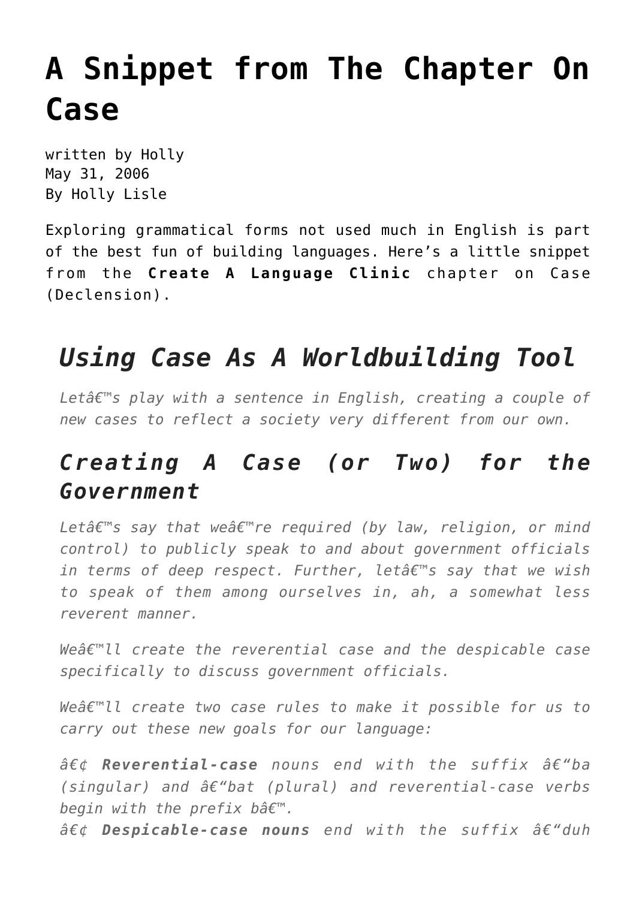# A Snippet from The Chapter On Case

written by Holly
May 31, 2006
By Holly Lisle

Exploring grammatical forms not used much in English is part of the best fun of building languages. Here’s a little snippet from the **Create A Language Clinic** chapter on Case (Declension).

## *Using Case As A Worldbuilding Tool*

*Letâ€™s play with a sentence in English, creating a couple of new cases to reflect a society very different from our own.*

### *Creating A Case (or Two) for the Government*

*Letâ€™s say that weâ€™re required (by law, religion, or mind control) to publicly speak to and about government officials in terms of deep respect. Further, letâ€™s say that we wish to speak of them among ourselves in, ah, a somewhat less reverent manner.*

*Weâ€™ll create the reverential case and the despicable case specifically to discuss government officials.*

*Weâ€™ll create two case rules to make it possible for us to carry out these new goals for our language:*

*â€¢ **Reverential-case** nouns end with the suffix â€“ba (singular) and â€“bat (plural) and reverential-case verbs begin with the prefix bâ€™.*
*â€¢ **Despicable-case nouns** end with the suffix â€“duh*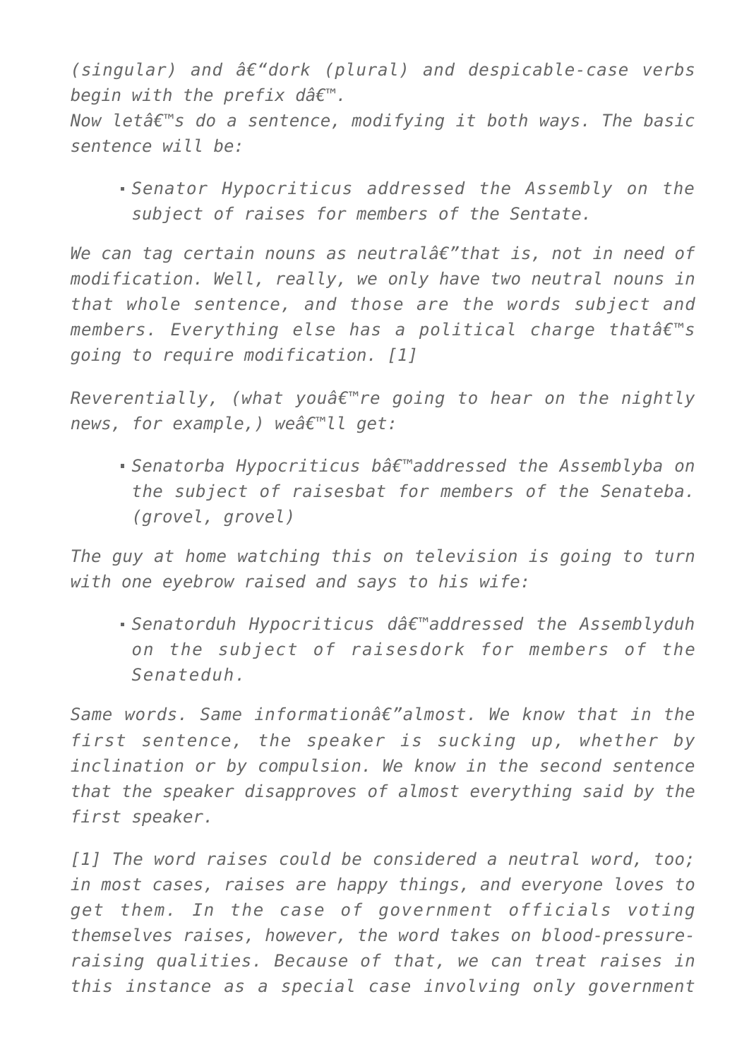*(singular) and â€“dork (plural) and despicable-case verbs begin with the prefix dâ€™.*

*Now letâ€™s do a sentence, modifying it both ways. The basic sentence will be:*

- *Senator Hypocriticus addressed the Assembly on the subject of raises for members of the Sentate.*

*We can tag certain nouns as neutralâ€”that is, not in need of modification. Well, really, we only have two neutral nouns in that whole sentence, and those are the words subject and members. Everything else has a political charge thatâ€™s going to require modification. [1]*

*Reverentially, (what youâ€™re going to hear on the nightly news, for example,) weâ€™ll get:*

- *Senatorba Hypocriticus bâ€™addressed the Assemblyba on the subject of raisesbat for members of the Senateba. (grovel, grovel)*

*The guy at home watching this on television is going to turn with one eyebrow raised and says to his wife:*

- *Senatorduh Hypocriticus dâ€™addressed the Assemblyduh on the subject of raisesdork for members of the Senateduh.*

*Same words. Same informationâ€”almost. We know that in the first sentence, the speaker is sucking up, whether by inclination or by compulsion. We know in the second sentence that the speaker disapproves of almost everything said by the first speaker.*

*[1] The word raises could be considered a neutral word, too; in most cases, raises are happy things, and everyone loves to get them. In the case of government officials voting themselves raises, however, the word takes on blood-pressure-raising qualities. Because of that, we can treat raises in this instance as a special case involving only government*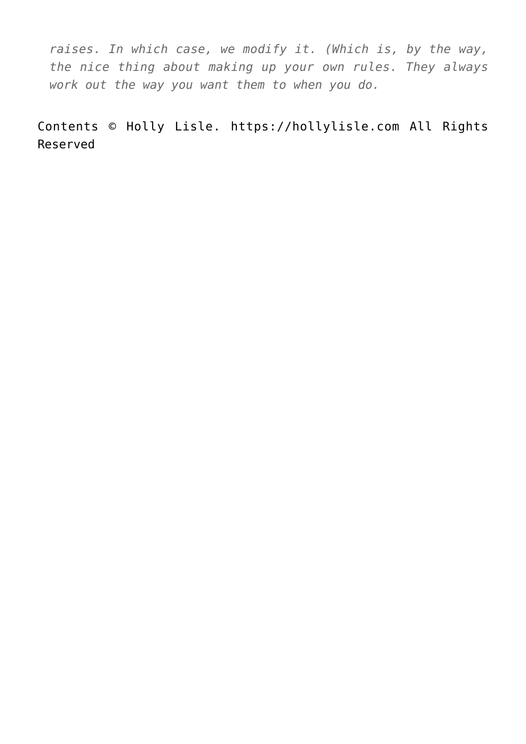*raises. In which case, we modify it. (Which is, by the way, the nice thing about making up your own rules. They always work out the way you want them to when you do.*

Contents © Holly Lisle. https://hollylisle.com All Rights Reserved